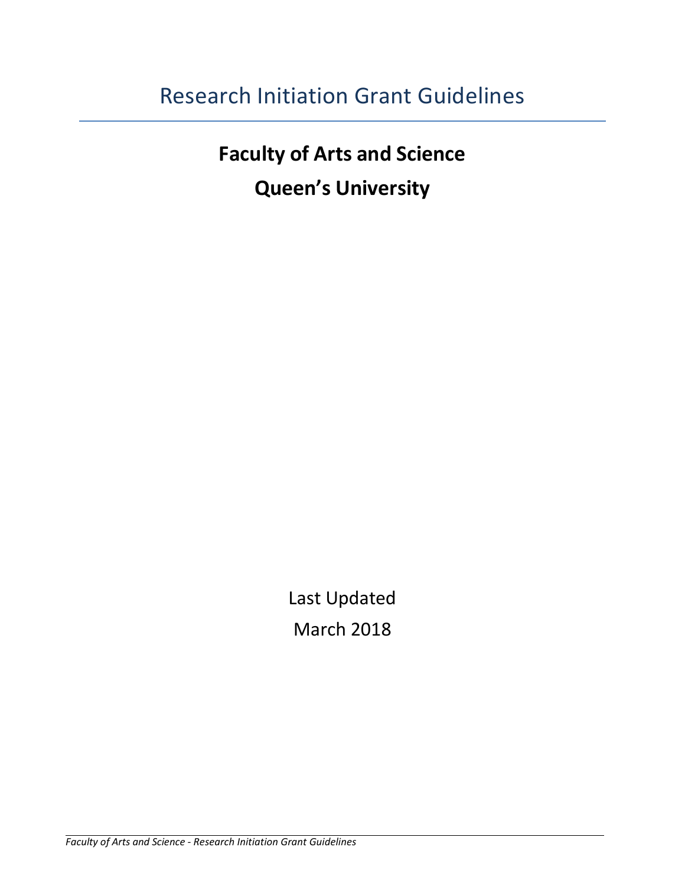# Research Initiation Grant Guidelines

## Faculty of Arts and Science

## Queen's University

Last Updated

March 2018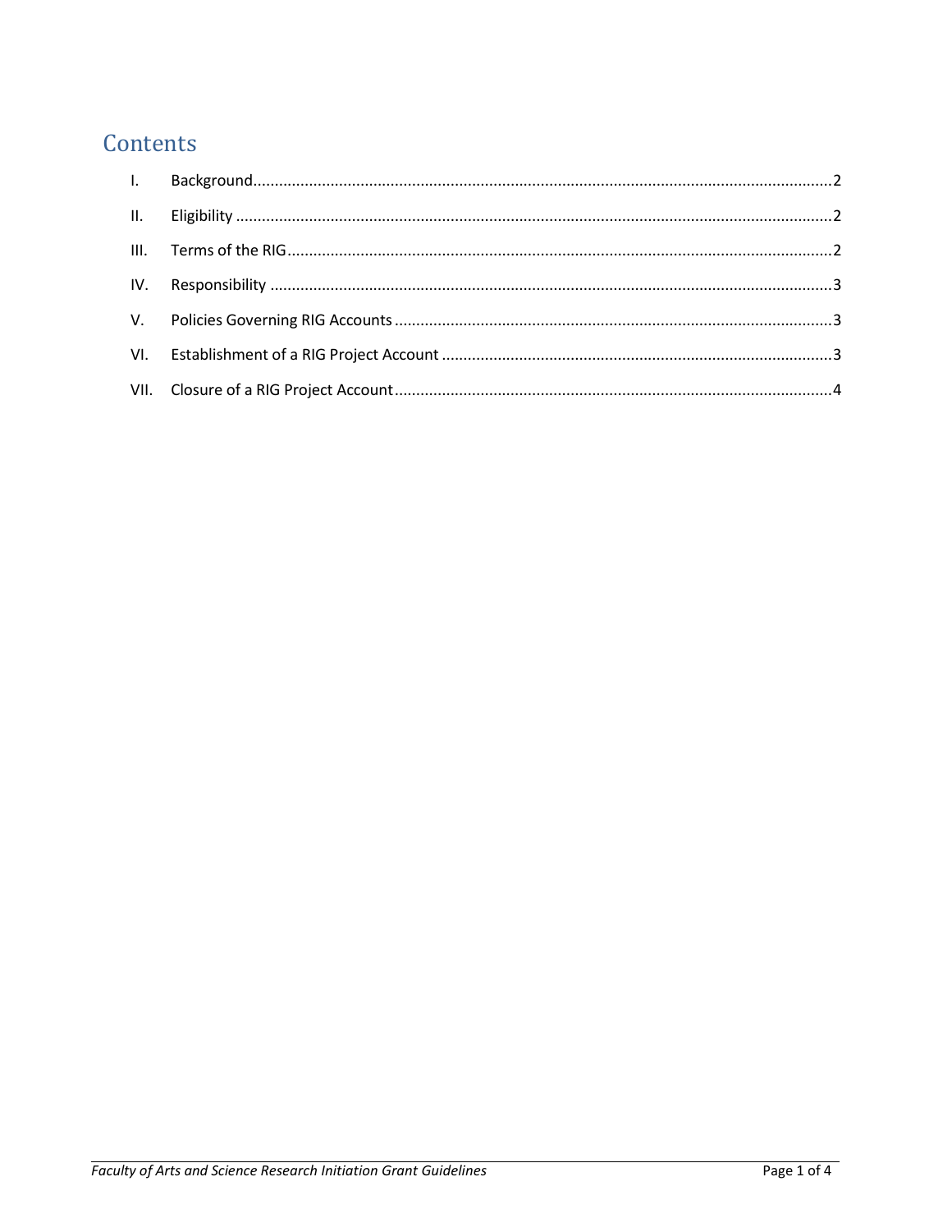# Contents

| | | |
|---|---|---|
| I. | Background | 2 |
| II. | Eligibility | 2 |
| III. | Terms of the RIG | 2 |
| IV. | Responsibility | 3 |
| V. | Policies Governing RIG Accounts | 3 |
| VI. | Establishment of a RIG Project Account | 3 |
| VII. | Closure of a RIG Project Account | 4 |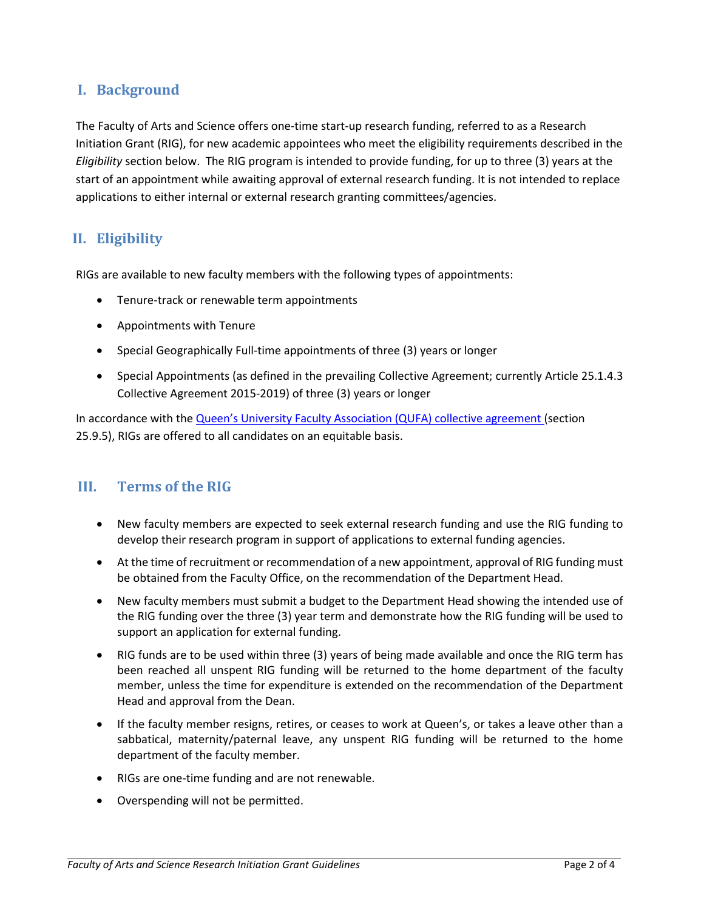## I. Background

The Faculty of Arts and Science offers one-time start-up research funding, referred to as a Research Initiation Grant (RIG), for new academic appointees who meet the eligibility requirements described in the *Eligibility* section below. The RIG program is intended to provide funding, for up to three (3) years at the start of an appointment while awaiting approval of external research funding. It is not intended to replace applications to either internal or external research granting committees/agencies.

## II. Eligibility

RIGs are available to new faculty members with the following types of appointments:

- Tenure-track or renewable term appointments
- Appointments with Tenure
- Special Geographically Full-time appointments of three (3) years or longer
- Special Appointments (as defined in the prevailing Collective Agreement; currently Article 25.1.4.3 Collective Agreement 2015-2019) of three (3) years or longer

In accordance with the [Queen's University Faculty Association (QUFA) collective agreement](#) (section 25.9.5), RIGs are offered to all candidates on an equitable basis.

## III. Terms of the RIG

- New faculty members are expected to seek external research funding and use the RIG funding to develop their research program in support of applications to external funding agencies.
- At the time of recruitment or recommendation of a new appointment, approval of RIG funding must be obtained from the Faculty Office, on the recommendation of the Department Head.
- New faculty members must submit a budget to the Department Head showing the intended use of the RIG funding over the three (3) year term and demonstrate how the RIG funding will be used to support an application for external funding.
- RIG funds are to be used within three (3) years of being made available and once the RIG term has been reached all unspent RIG funding will be returned to the home department of the faculty member, unless the time for expenditure is extended on the recommendation of the Department Head and approval from the Dean.
- If the faculty member resigns, retires, or ceases to work at Queen's, or takes a leave other than a sabbatical, maternity/paternal leave, any unspent RIG funding will be returned to the home department of the faculty member.
- RIGs are one-time funding and are not renewable.
- Overspending will not be permitted.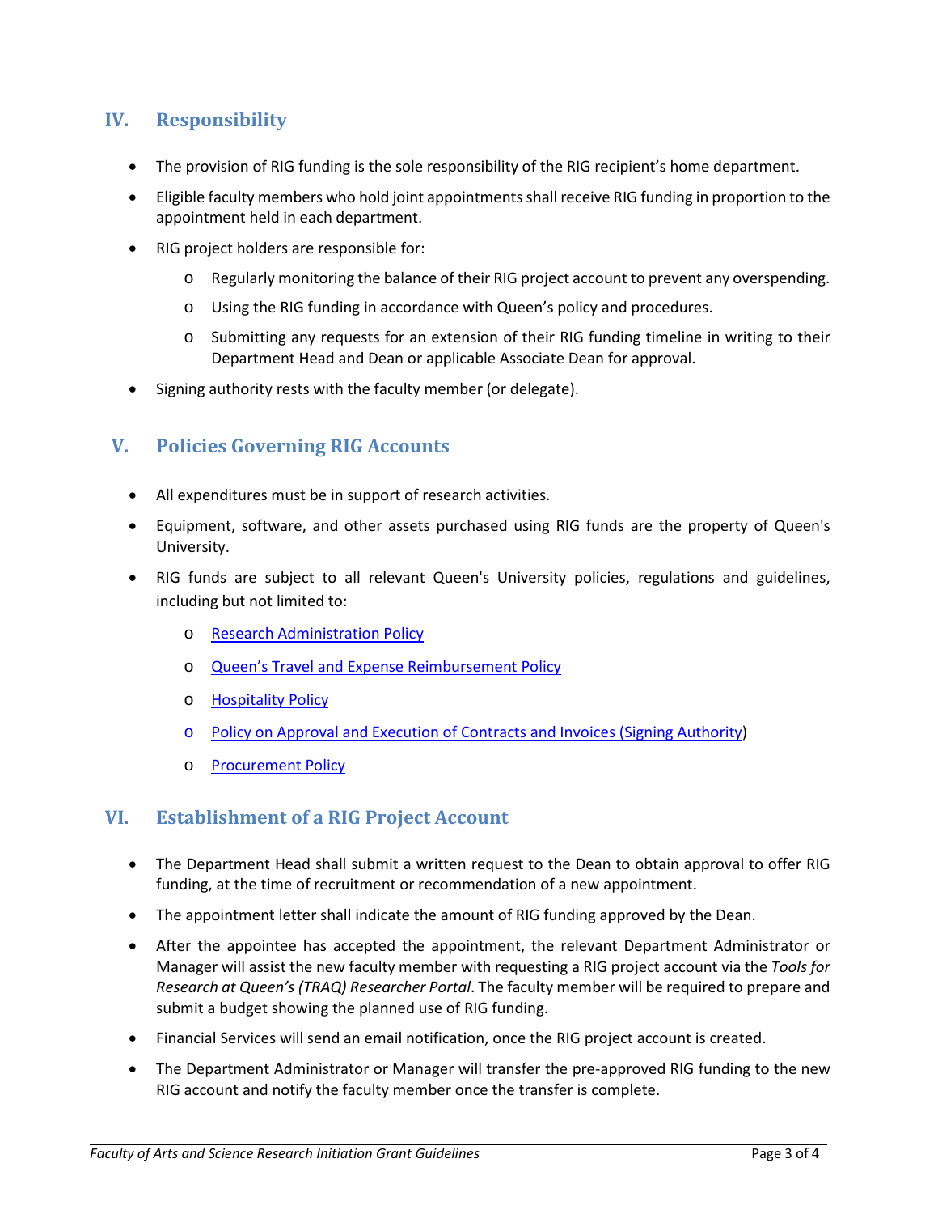## IV. Responsibility

- The provision of RIG funding is the sole responsibility of the RIG recipient's home department.
- Eligible faculty members who hold joint appointments shall receive RIG funding in proportion to the appointment held in each department.
- RIG project holders are responsible for:
  - Regularly monitoring the balance of their RIG project account to prevent any overspending.
  - Using the RIG funding in accordance with Queen's policy and procedures.
  - Submitting any requests for an extension of their RIG funding timeline in writing to their Department Head and Dean or applicable Associate Dean for approval.
- Signing authority rests with the faculty member (or delegate).

## V. Policies Governing RIG Accounts

- All expenditures must be in support of research activities.
- Equipment, software, and other assets purchased using RIG funds are the property of Queen's University.
- RIG funds are subject to all relevant Queen's University policies, regulations and guidelines, including but not limited to:
  - Research Administration Policy
  - Queen's Travel and Expense Reimbursement Policy
  - Hospitality Policy
  - Policy on Approval and Execution of Contracts and Invoices (Signing Authority)
  - Procurement Policy

## VI. Establishment of a RIG Project Account

- The Department Head shall submit a written request to the Dean to obtain approval to offer RIG funding, at the time of recruitment or recommendation of a new appointment.
- The appointment letter shall indicate the amount of RIG funding approved by the Dean.
- After the appointee has accepted the appointment, the relevant Department Administrator or Manager will assist the new faculty member with requesting a RIG project account via the *Tools for Research at Queen's (TRAQ) Researcher Portal*. The faculty member will be required to prepare and submit a budget showing the planned use of RIG funding.
- Financial Services will send an email notification, once the RIG project account is created.
- The Department Administrator or Manager will transfer the pre-approved RIG funding to the new RIG account and notify the faculty member once the transfer is complete.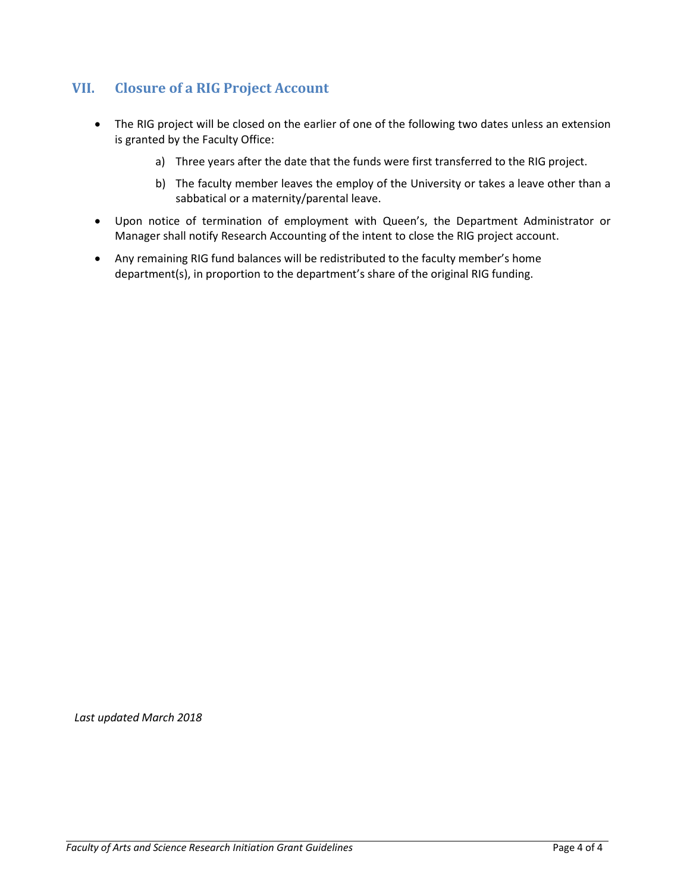## VII. Closure of a RIG Project Account

- The RIG project will be closed on the earlier of one of the following two dates unless an extension is granted by the Faculty Office:
    a) Three years after the date that the funds were first transferred to the RIG project.
    b) The faculty member leaves the employ of the University or takes a leave other than a sabbatical or a maternity/parental leave.
- Upon notice of termination of employment with Queen's, the Department Administrator or Manager shall notify Research Accounting of the intent to close the RIG project account.
- Any remaining RIG fund balances will be redistributed to the faculty member's home department(s), in proportion to the department's share of the original RIG funding.

*Last updated March 2018*